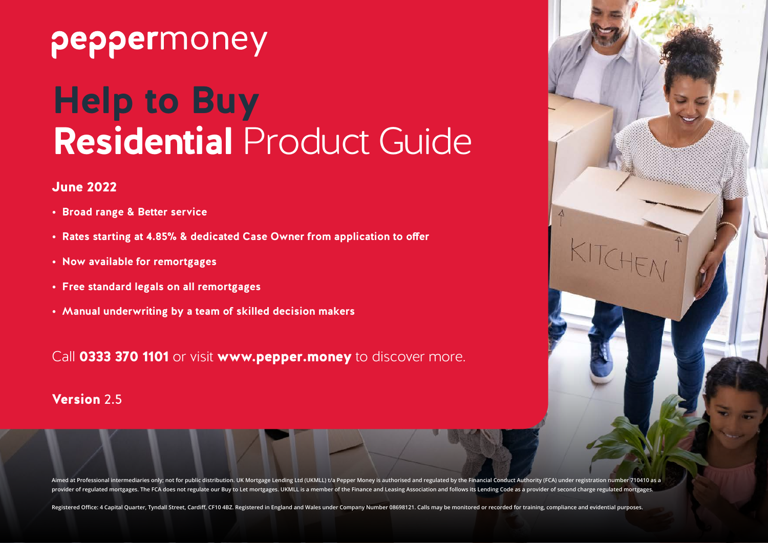peppermoney

# Help to Buy **Residential** Product Guide

### June 2022

- **Broad range & Better service**
- **Rates starting at 4.85% & dedicated Case Owner from application to offer**
- **Now available for remortgages**
- **Free standard legals on all remortgages**
- **Manual underwriting by a team of skilled decision makers**

Call **0333 370 1101** or visit **www.pepper.money** to discover more.

**Version** 2.5

Aimed at Professional intermediaries only; not for public distribution. UK Mortgage Lending Ltd (UKMLL) t/a Pepper Money is authorised and regulated by the Financial Conduct Authority (FCA) under registration number 710410 as a provider of regulated mortgages. The FCA does not regulate our Buy to Let mortgages. UKMLL is a member of the Finance and Leasing Association and follows its Lending Code as a provider of second charge regulated mortgages.

Registered Office: 4 Capital Quarter, Tyndall Street, Cardiff, CF10 4BZ. Registered in England and Wales under Company Number 08698121. Calls may be monitored or recorded for training, compliance and evidential purposes.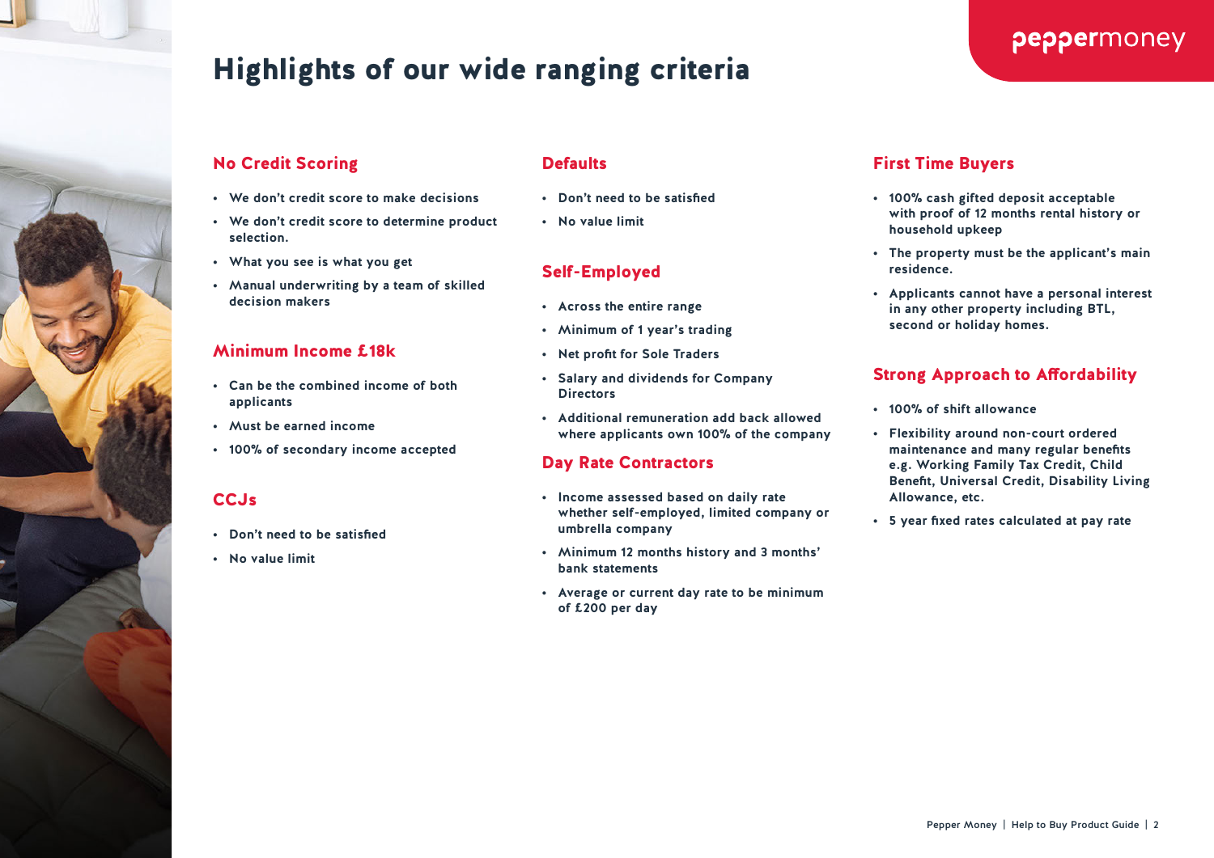# Highlights of our wide ranging criteria

## No Credit Scoring

- We don't credit score to make decisions
- We don't credit score to determine product selection.
- What you see is what you get
- Manual underwriting by a team of skilled decision makers

## Minimum Income £18k

- Can be the combined income of both applicants
- Must be earned income
- 100% of secondary income accepted

## CCJs

- Don't need to be satisfied
- No value limit

## Defaults

- Don't need to be satisfied
- No value limit

## Self-Employed

- Across the entire range
- Minimum of 1 year's trading
- Net profit for Sole Traders
- Salary and dividends for Company Directors
- Additional remuneration add back allowed where applicants own 100% of the company

## Day Rate Contractors

- Income assessed based on daily rate whether self-employed, limited company or umbrella company
- Minimum 12 months history and 3 months' bank statements
- Average or current day rate to be minimum of £200 per day

## First Time Buyers

- 100% cash gifted deposit acceptable with proof of 12 months rental history or household upkeep
- The property must be the applicant's main residence.
- Applicants cannot have a personal interest in any other property including BTL, second or holiday homes.

## Strong Approach to Affordability

- 100% of shift allowance
- Flexibility around non-court ordered maintenance and many regular benefits e.g. Working Family Tax Credit, Child Benefit, Universal Credit, Disability Living Allowance, etc.
- 5 year fixed rates calculated at pay rate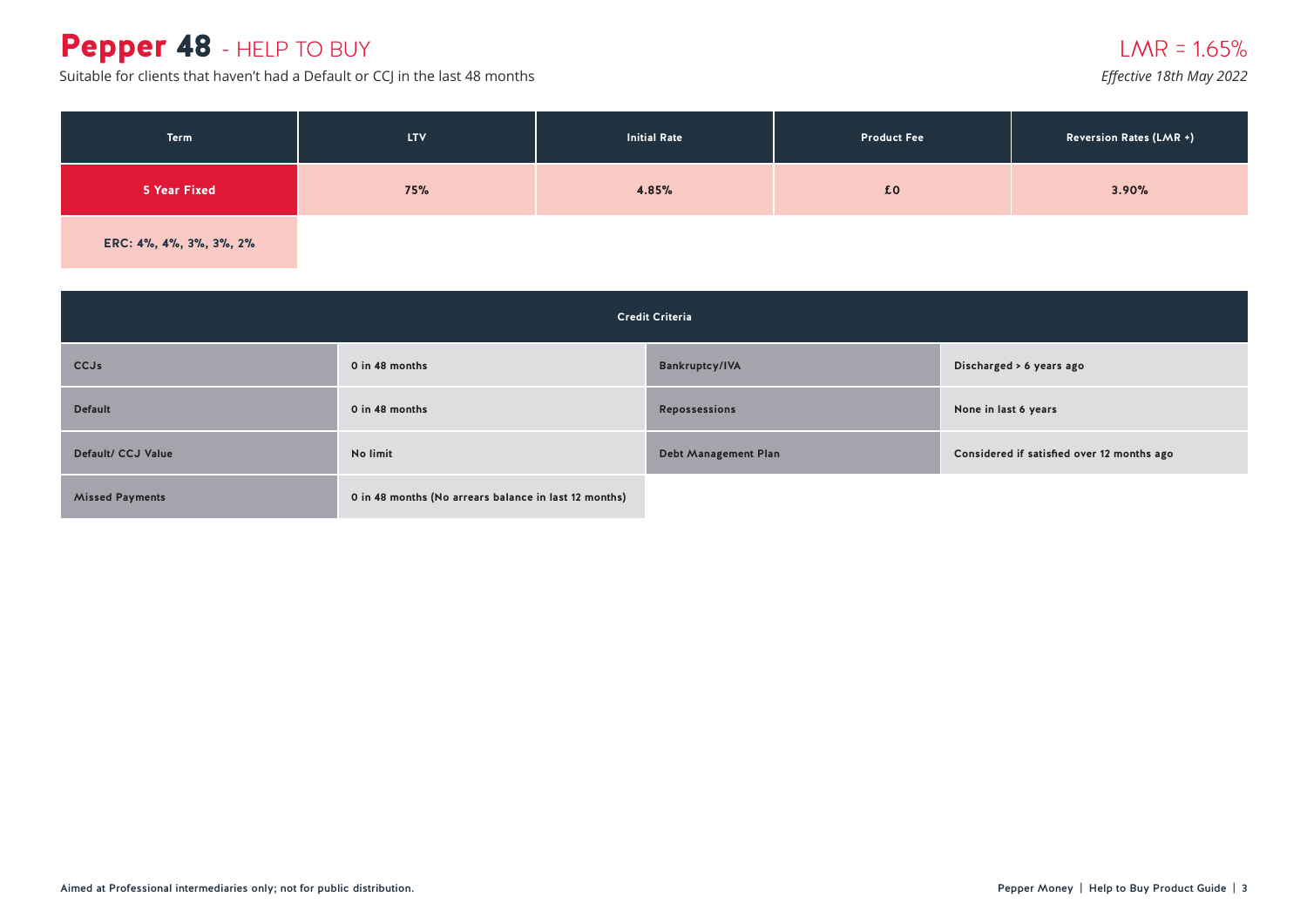# **Pepper 48** - HELP TO BUY

Suitable for clients that haven't had a Default or CCJ in the last 48 months

LMR = 1.65%

*Effective 18th May 2022*

| Term | LTV | Initial Rate | Product Fee | Reversion Rates (LMR +) |
|---|---|---|---|---|
| 5 Year Fixed | 75% | 4.85% | £0 | 3.90% |
| ERC: 4%, 4%, 3%, 3%, 2% | | | | |

| Credit Criteria | | | |
|---|---|---|---|
| CCJs | 0 in 48 months | Bankruptcy/IVA | Discharged > 6 years ago |
| Default | 0 in 48 months | Repossessions | None in last 6 years |
| Default/ CCJ Value | No limit | Debt Management Plan | Considered if satisfied over 12 months ago |
| Missed Payments | 0 in 48 months (No arrears balance in last 12 months) | | |

Aimed at Professional intermediaries only; not for public distribution.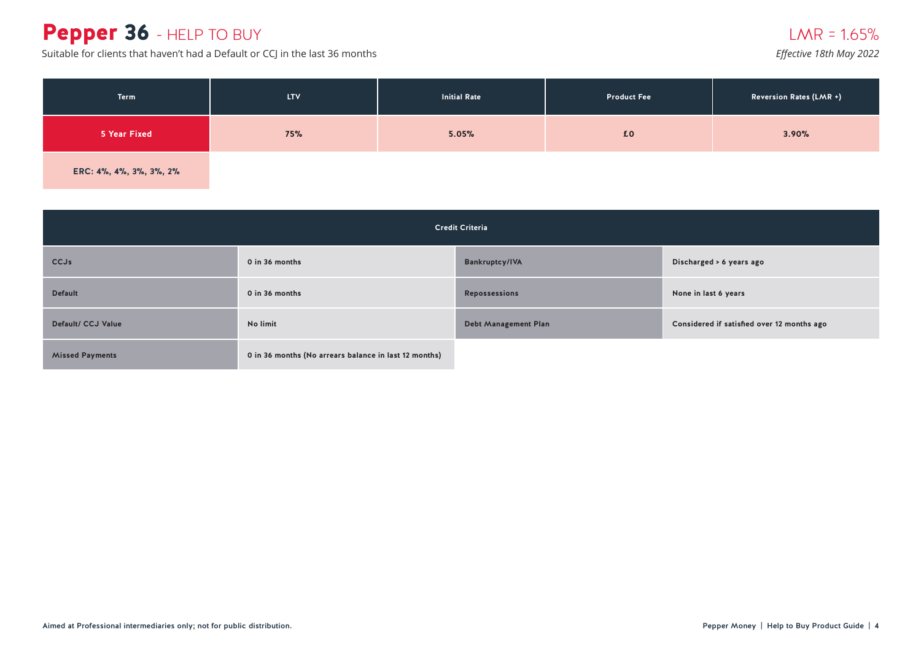# Pepper 36 - HELP TO BUY

Suitable for clients that haven't had a Default or CCJ in the last 36 months

LMR = 1.65%

*Effective 18th May 2022*

| Term | LTV | Initial Rate | Product Fee | Reversion Rates (LMR +) |
|---|---|---|---|---|
| 5 Year Fixed | 75% | 5.05% | £0 | 3.90% |
| ERC: 4%, 4%, 3%, 3%, 2% | | | | |

| Credit Criteria | | | |
|---|---|---|---|
| CCJs | 0 in 36 months | Bankruptcy/IVA | Discharged > 6 years ago |
| Default | 0 in 36 months | Repossessions | None in last 6 years |
| Default/ CCJ Value | No limit | Debt Management Plan | Considered if satisfied over 12 months ago |
| Missed Payments | 0 in 36 months (No arrears balance in last 12 months) | | |

Aimed at Professional intermediaries only; not for public distribution.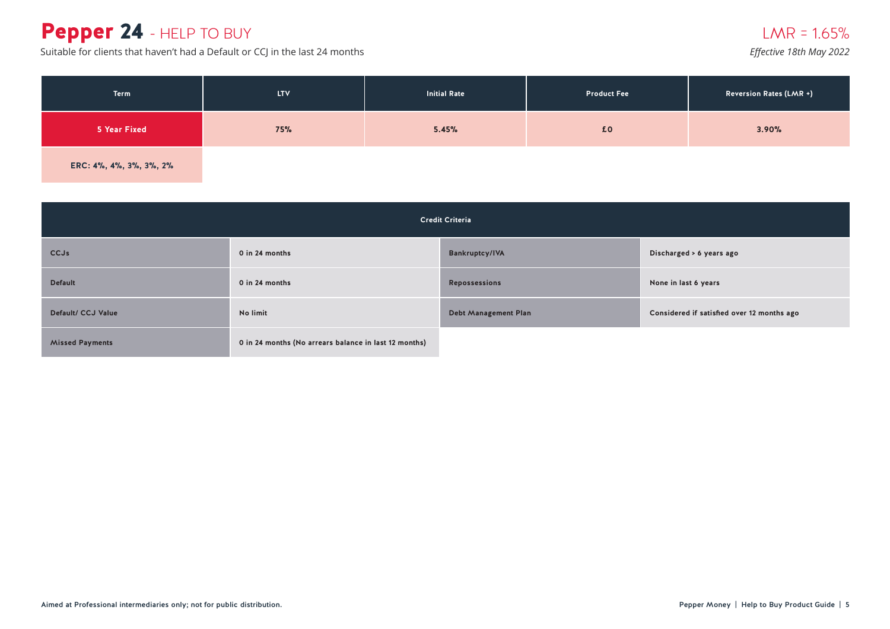# Pepper 24 - HELP TO BUY

Suitable for clients that haven't had a Default or CCJ in the last 24 months

LMR = 1.65%

*Effective 18th May 2022*

| Term | LTV | Initial Rate | Product Fee | Reversion Rates (LMR +) |
|---|---|---|---|---|
| 5 Year Fixed | 75% | 5.45% | £0 | 3.90% |
| ERC: 4%, 4%, 3%, 3%, 2% | | | | |

| Credit Criteria | | | |
|---|---|---|---|
| CCJs | 0 in 24 months | Bankruptcy/IVA | Discharged > 6 years ago |
| Default | 0 in 24 months | Repossessions | None in last 6 years |
| Default/ CCJ Value | No limit | Debt Management Plan | Considered if satisfied over 12 months ago |
| Missed Payments | 0 in 24 months (No arrears balance in last 12 months) | | |

Aimed at Professional intermediaries only; not for public distribution.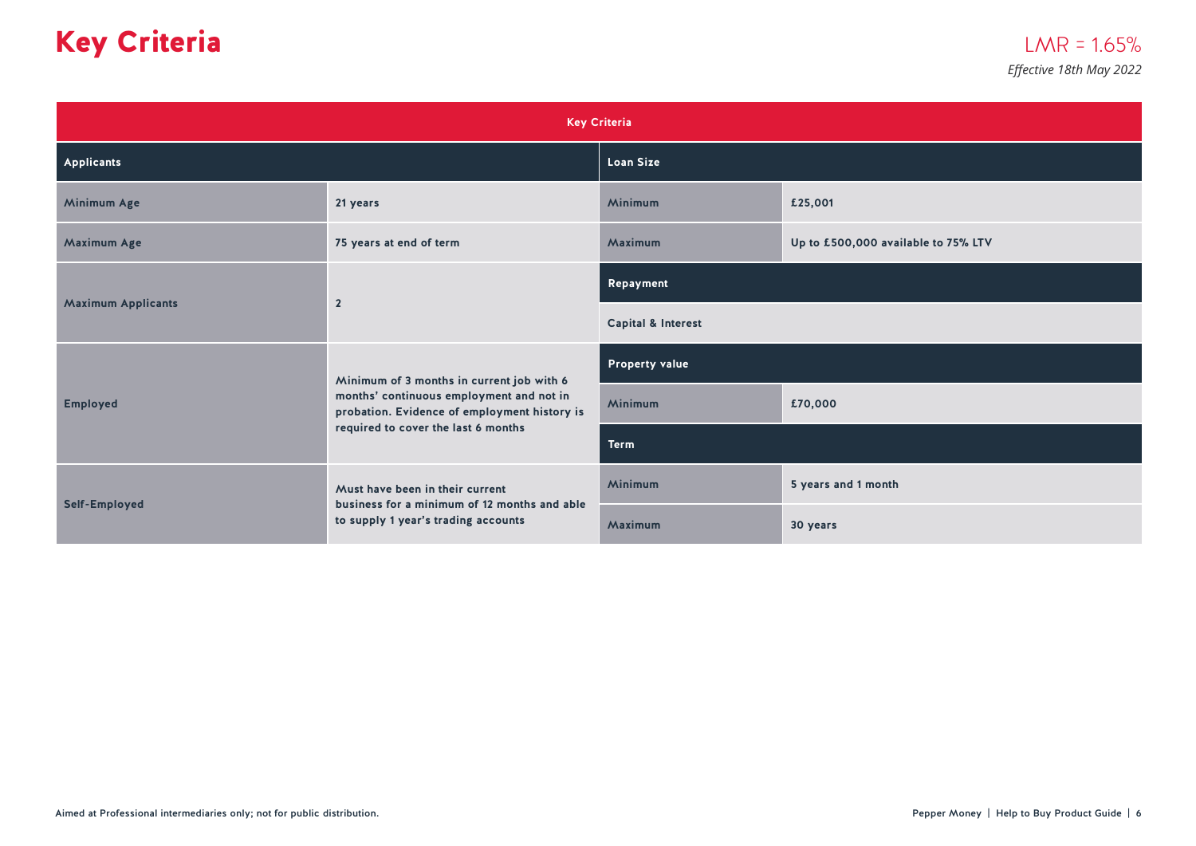# Key Criteria

LMR = 1.65%

*Effective 18th May 2022*

| Key Criteria | | | |
|---|---|---|---|
| **Applicants** | | **Loan Size** | |
| Minimum Age | 21 years | Minimum | £25,001 |
| Maximum Age | 75 years at end of term | Maximum | Up to £500,000 available to 75% LTV |
| Maximum Applicants | 2 | **Repayment** | |
| | | Capital & Interest | |
| Employed | Minimum of 3 months in current job with 6 months' continuous employment and not in probation. Evidence of employment history is required to cover the last 6 months | **Property value** | |
| | | Minimum | £70,000 |
| | | **Term** | |
| Self-Employed | Must have been in their current business for a minimum of 12 months and able to supply 1 year's trading accounts | Minimum | 5 years and 1 month |
| | | Maximum | 30 years |

Aimed at Professional intermediaries only; not for public distribution.